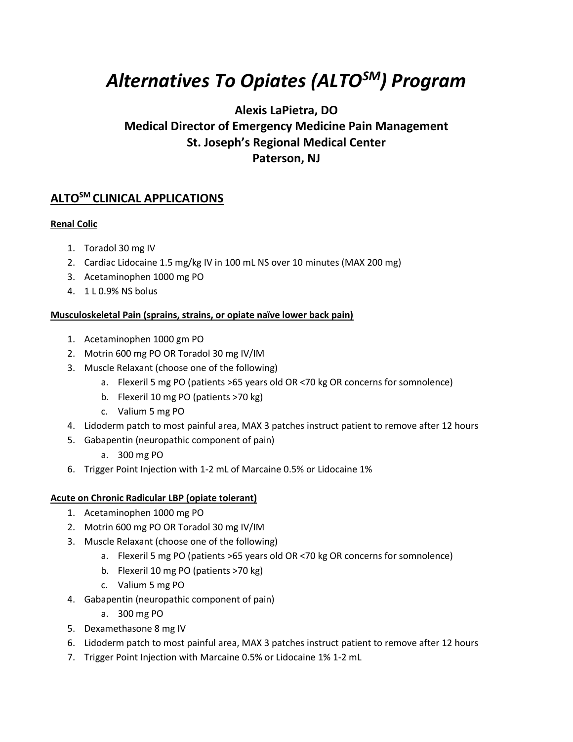# *Alternatives To Opiates (ALTO[SM]) Program*

**Alexis LaPietra, DO**
**Medical Director of Emergency Medicine Pain Management**
**St. Joseph's Regional Medical Center**
**Paterson, NJ**

## <u>ALTO[SM] CLINICAL APPLICATIONS</u>

**<u>Renal Colic</u>**

1. Toradol 30 mg IV
2. Cardiac Lidocaine 1.5 mg/kg IV in 100 mL NS over 10 minutes (MAX 200 mg)
3. Acetaminophen 1000 mg PO
4. 1 L 0.9% NS bolus

**<u>Musculoskeletal Pain (sprains, strains, or opiate naïve lower back pain)</u>**

1. Acetaminophen 1000 gm PO
2. Motrin 600 mg PO OR Toradol 30 mg IV/IM
3. Muscle Relaxant (choose one of the following)
   a. Flexeril 5 mg PO (patients >65 years old OR <70 kg OR concerns for somnolence)
   b. Flexeril 10 mg PO (patients >70 kg)
   c. Valium 5 mg PO
4. Lidoderm patch to most painful area, MAX 3 patches instruct patient to remove after 12 hours
5. Gabapentin (neuropathic component of pain)
   a. 300 mg PO
6. Trigger Point Injection with 1-2 mL of Marcaine 0.5% or Lidocaine 1%

**<u>Acute on Chronic Radicular LBP (opiate tolerant)</u>**

1. Acetaminophen 1000 mg PO
2. Motrin 600 mg PO OR Toradol 30 mg IV/IM
3. Muscle Relaxant (choose one of the following)
   a. Flexeril 5 mg PO (patients >65 years old OR <70 kg OR concerns for somnolence)
   b. Flexeril 10 mg PO (patients >70 kg)
   c. Valium 5 mg PO
4. Gabapentin (neuropathic component of pain)
   a. 300 mg PO
5. Dexamethasone 8 mg IV
6. Lidoderm patch to most painful area, MAX 3 patches instruct patient to remove after 12 hours
7. Trigger Point Injection with Marcaine 0.5% or Lidocaine 1% 1-2 mL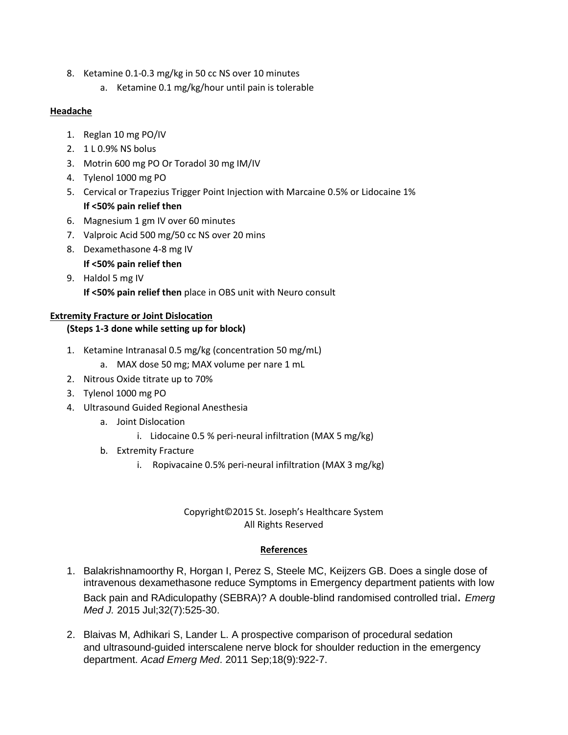8. Ketamine 0.1-0.3 mg/kg in 50 cc NS over 10 minutes
    a. Ketamine 0.1 mg/kg/hour until pain is tolerable

**Headache**

1. Reglan 10 mg PO/IV
2. 1 L 0.9% NS bolus
3. Motrin 600 mg PO Or Toradol 30 mg IM/IV
4. Tylenol 1000 mg PO
5. Cervical or Trapezius Trigger Point Injection with Marcaine 0.5% or Lidocaine 1%
   **If <50% pain relief then**
6. Magnesium 1 gm IV over 60 minutes
7. Valproic Acid 500 mg/50 cc NS over 20 mins
8. Dexamethasone 4-8 mg IV
   **If <50% pain relief then**
9. Haldol 5 mg IV
   **If <50% pain relief then** place in OBS unit with Neuro consult

**Extremity Fracture or Joint Dislocation**

**(Steps 1-3 done while setting up for block)**

1. Ketamine Intranasal 0.5 mg/kg (concentration 50 mg/mL)
    a. MAX dose 50 mg; MAX volume per nare 1 mL
2. Nitrous Oxide titrate up to 70%
3. Tylenol 1000 mg PO
4. Ultrasound Guided Regional Anesthesia
    a. Joint Dislocation
        i. Lidocaine 0.5 % peri-neural infiltration (MAX 5 mg/kg)
    b. Extremity Fracture
        i. Ropivacaine 0.5% peri-neural infiltration (MAX 3 mg/kg)

Copyright©2015 St. Joseph's Healthcare System
All Rights Reserved

**References**

1. Balakrishnamoorthy R, Horgan I, Perez S, Steele MC, Keijzers GB. Does a single dose of intravenous dexamethasone reduce Symptoms in Emergency department patients with low Back pain and RAdiculopathy (SEBRA)? A double-blind randomised controlled trial. *Emerg Med J.* 2015 Jul;32(7):525-30.

2. Blaivas M, Adhikari S, Lander L. A prospective comparison of procedural sedation and ultrasound-guided interscalene nerve block for shoulder reduction in the emergency department. *Acad Emerg Med*. 2011 Sep;18(9):922-7.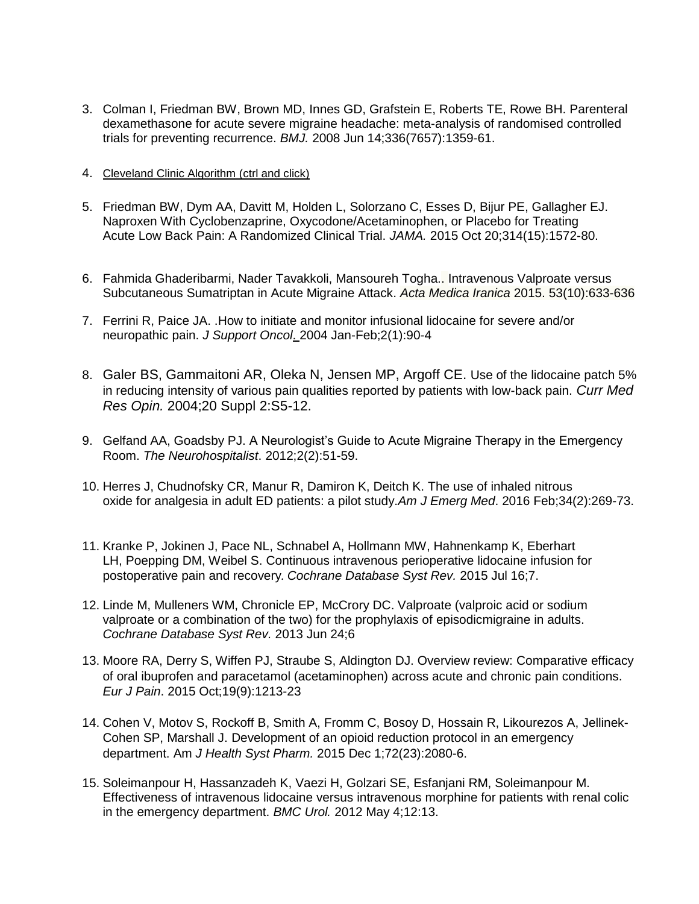3. Colman I, Friedman BW, Brown MD, Innes GD, Grafstein E, Roberts TE, Rowe BH. Parenteral dexamethasone for acute severe migraine headache: meta-analysis of randomised controlled trials for preventing recurrence. *BMJ.* 2008 Jun 14;336(7657):1359-61.

4. Cleveland Clinic Algorithm (ctrl and click)

5. Friedman BW, Dym AA, Davitt M, Holden L, Solorzano C, Esses D, Bijur PE, Gallagher EJ. Naproxen With Cyclobenzaprine, Oxycodone/Acetaminophen, or Placebo for Treating Acute Low Back Pain: A Randomized Clinical Trial. *JAMA.* 2015 Oct 20;314(15):1572-80.

6. Fahmida Ghaderibarmi, Nader Tavakkoli, Mansoureh Togha.. Intravenous Valproate versus Subcutaneous Sumatriptan in Acute Migraine Attack. *Acta Medica Iranica* 2015. 53(10):633-636

7. Ferrini R, Paice JA. .How to initiate and monitor infusional lidocaine for severe and/or neuropathic pain. *J Support Oncol.* 2004 Jan-Feb;2(1):90-4

8. Galer BS, Gammaitoni AR, Oleka N, Jensen MP, Argoff CE. Use of the lidocaine patch 5% in reducing intensity of various pain qualities reported by patients with low-back pain. *Curr Med Res Opin.* 2004;20 Suppl 2:S5-12.

9. Gelfand AA, Goadsby PJ. A Neurologist's Guide to Acute Migraine Therapy in the Emergency Room. *The Neurohospitalist*. 2012;2(2):51-59.

10. Herres J, Chudnofsky CR, Manur R, Damiron K, Deitch K. The use of inhaled nitrous oxide for analgesia in adult ED patients: a pilot study.*Am J Emerg Med*. 2016 Feb;34(2):269-73.

11. Kranke P, Jokinen J, Pace NL, Schnabel A, Hollmann MW, Hahnenkamp K, Eberhart LH, Poepping DM, Weibel S. Continuous intravenous perioperative lidocaine infusion for postoperative pain and recovery. *Cochrane Database Syst Rev.* 2015 Jul 16;7.

12. Linde M, Mulleners WM, Chronicle EP, McCrory DC. Valproate (valproic acid or sodium valproate or a combination of the two) for the prophylaxis of episodicmigraine in adults. *Cochrane Database Syst Rev.* 2013 Jun 24;6

13. Moore RA, Derry S, Wiffen PJ, Straube S, Aldington DJ. Overview review: Comparative efficacy of oral ibuprofen and paracetamol (acetaminophen) across acute and chronic pain conditions. *Eur J Pain*. 2015 Oct;19(9):1213-23

14. Cohen V, Motov S, Rockoff B, Smith A, Fromm C, Bosoy D, Hossain R, Likourezos A, Jellinek-Cohen SP, Marshall J. Development of an opioid reduction protocol in an emergency department. Am *J Health Syst Pharm.* 2015 Dec 1;72(23):2080-6.

15. Soleimanpour H, Hassanzadeh K, Vaezi H, Golzari SE, Esfanjani RM, Soleimanpour M. Effectiveness of intravenous lidocaine versus intravenous morphine for patients with renal colic in the emergency department. *BMC Urol.* 2012 May 4;12:13.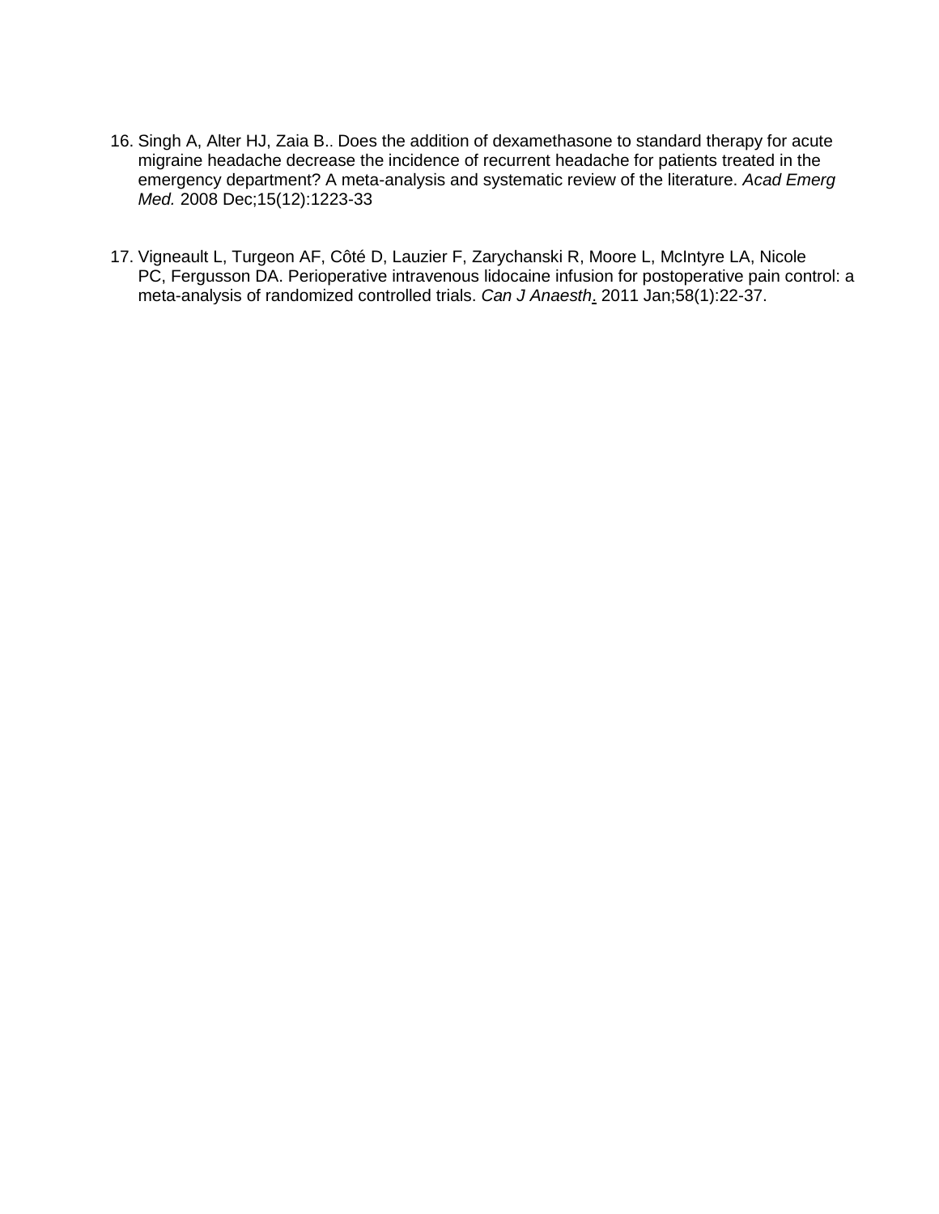16. Singh A, Alter HJ, Zaia B.. Does the addition of dexamethasone to standard therapy for acute migraine headache decrease the incidence of recurrent headache for patients treated in the emergency department? A meta-analysis and systematic review of the literature. *Acad Emerg Med.* 2008 Dec;15(12):1223-33

17. Vigneault L, Turgeon AF, Côté D, Lauzier F, Zarychanski R, Moore L, McIntyre LA, Nicole PC, Fergusson DA. Perioperative intravenous lidocaine infusion for postoperative pain control: a meta-analysis of randomized controlled trials. *Can J Anaesth*. 2011 Jan;58(1):22-37.